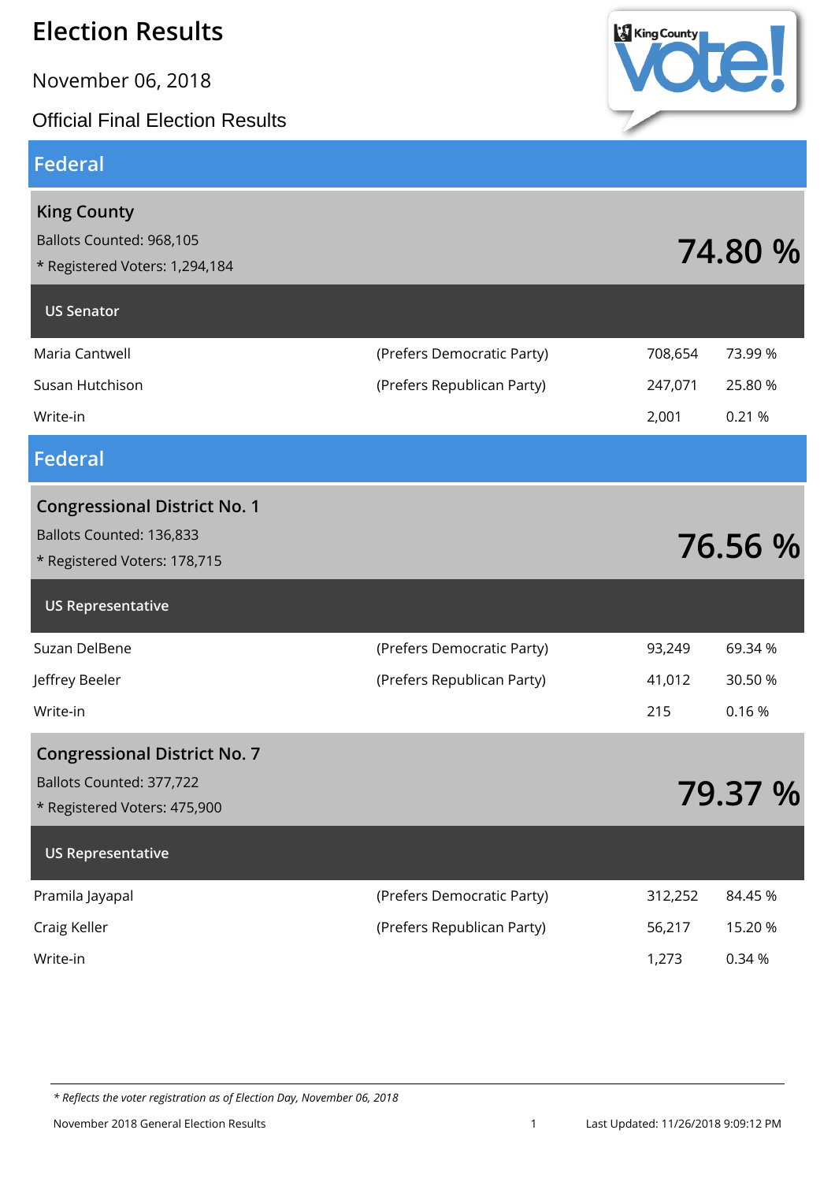# Election Results

November 06, 2018

Official Final Election Results

## Federal

### King County

Ballots Counted: 968,105

* Registered Voters: 1,294,184

**74.80 %**

#### US Senator

| Candidate | Party | Votes | Percent |
|---|---|---|---|
| Maria Cantwell | (Prefers Democratic Party) | 708,654 | 73.99 % |
| Susan Hutchison | (Prefers Republican Party) | 247,071 | 25.80 % |
| Write-in | | 2,001 | 0.21 % |

## Federal

### Congressional District No. 1

Ballots Counted: 136,833

* Registered Voters: 178,715

**76.56 %**

#### US Representative

| Candidate | Party | Votes | Percent |
|---|---|---|---|
| Suzan DelBene | (Prefers Democratic Party) | 93,249 | 69.34 % |
| Jeffrey Beeler | (Prefers Republican Party) | 41,012 | 30.50 % |
| Write-in | | 215 | 0.16 % |

### Congressional District No. 7

Ballots Counted: 377,722

* Registered Voters: 475,900

**79.37 %**

#### US Representative

| Candidate | Party | Votes | Percent |
|---|---|---|---|
| Pramila Jayapal | (Prefers Democratic Party) | 312,252 | 84.45 % |
| Craig Keller | (Prefers Republican Party) | 56,217 | 15.20 % |
| Write-in | | 1,273 | 0.34 % |

*\* Reflects the voter registration as of Election Day, November 06, 2018*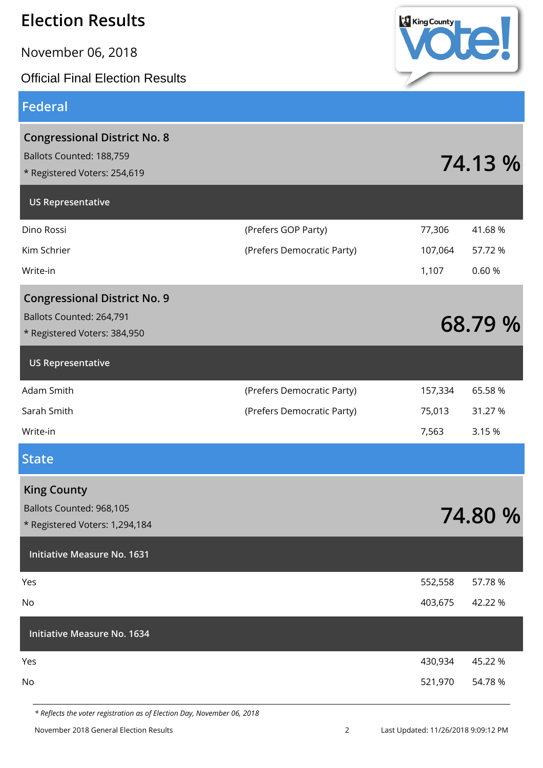# Election Results

November 06, 2018

Official Final Election Results

## Federal

### Congressional District No. 8

Ballots Counted: 188,759

* Registered Voters: 254,619

**74.13 %**

#### US Representative

| Candidate | Party | Votes | Percent |
|---|---|---|---|
| Dino Rossi | (Prefers GOP Party) | 77,306 | 41.68 % |
| Kim Schrier | (Prefers Democratic Party) | 107,064 | 57.72 % |
| Write-in | | 1,107 | 0.60 % |

### Congressional District No. 9

Ballots Counted: 264,791

* Registered Voters: 384,950

**68.79 %**

#### US Representative

| Candidate | Party | Votes | Percent |
|---|---|---|---|
| Adam Smith | (Prefers Democratic Party) | 157,334 | 65.58 % |
| Sarah Smith | (Prefers Democratic Party) | 75,013 | 31.27 % |
| Write-in | | 7,563 | 3.15 % |

## State

### King County

Ballots Counted: 968,105

* Registered Voters: 1,294,184

**74.80 %**

#### Initiative Measure No. 1631

| Response | Votes | Percent |
|---|---|---|
| Yes | 552,558 | 57.78 % |
| No | 403,675 | 42.22 % |

#### Initiative Measure No. 1634

| Response | Votes | Percent |
|---|---|---|
| Yes | 430,934 | 45.22 % |
| No | 521,970 | 54.78 % |

*\* Reflects the voter registration as of Election Day, November 06, 2018*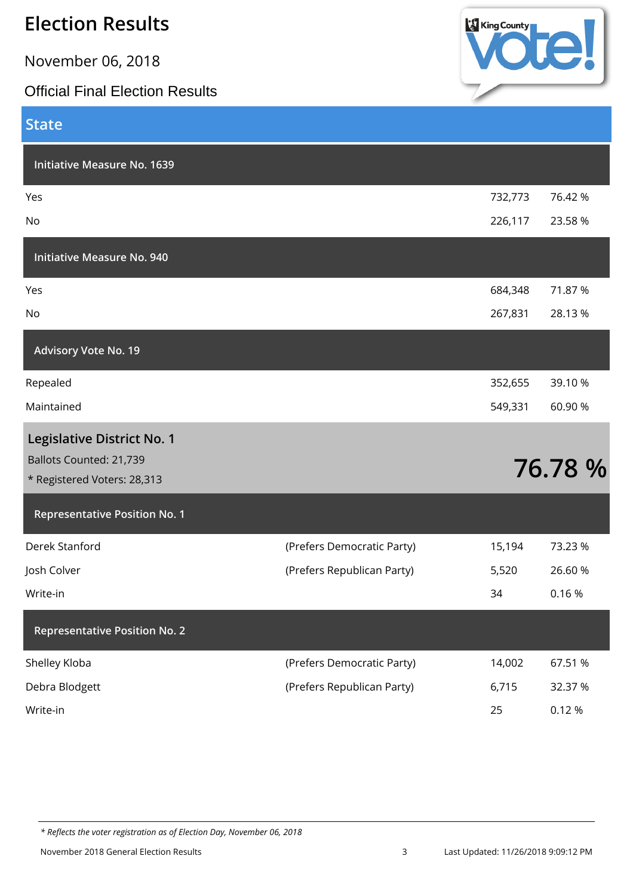# Election Results

November 06, 2018

Official Final Election Results

## State

### Initiative Measure No. 1639

| | | |
|---|---|---|
| Yes | 732,773 | 76.42 % |
| No | 226,117 | 23.58 % |

### Initiative Measure No. 940

| | | |
|---|---|---|
| Yes | 684,348 | 71.87 % |
| No | 267,831 | 28.13 % |

### Advisory Vote No. 19

| | | |
|---|---|---|
| Repealed | 352,655 | 39.10 % |
| Maintained | 549,331 | 60.90 % |

## Legislative District No. 1

Ballots Counted: 21,739

* Registered Voters: 28,313

**76.78 %**

### Representative Position No. 1

| | | | |
|---|---|---|---|
| Derek Stanford | (Prefers Democratic Party) | 15,194 | 73.23 % |
| Josh Colver | (Prefers Republican Party) | 5,520 | 26.60 % |
| Write-in | | 34 | 0.16 % |

### Representative Position No. 2

| | | | |
|---|---|---|---|
| Shelley Kloba | (Prefers Democratic Party) | 14,002 | 67.51 % |
| Debra Blodgett | (Prefers Republican Party) | 6,715 | 32.37 % |
| Write-in | | 25 | 0.12 % |

*\* Reflects the voter registration as of Election Day, November 06, 2018*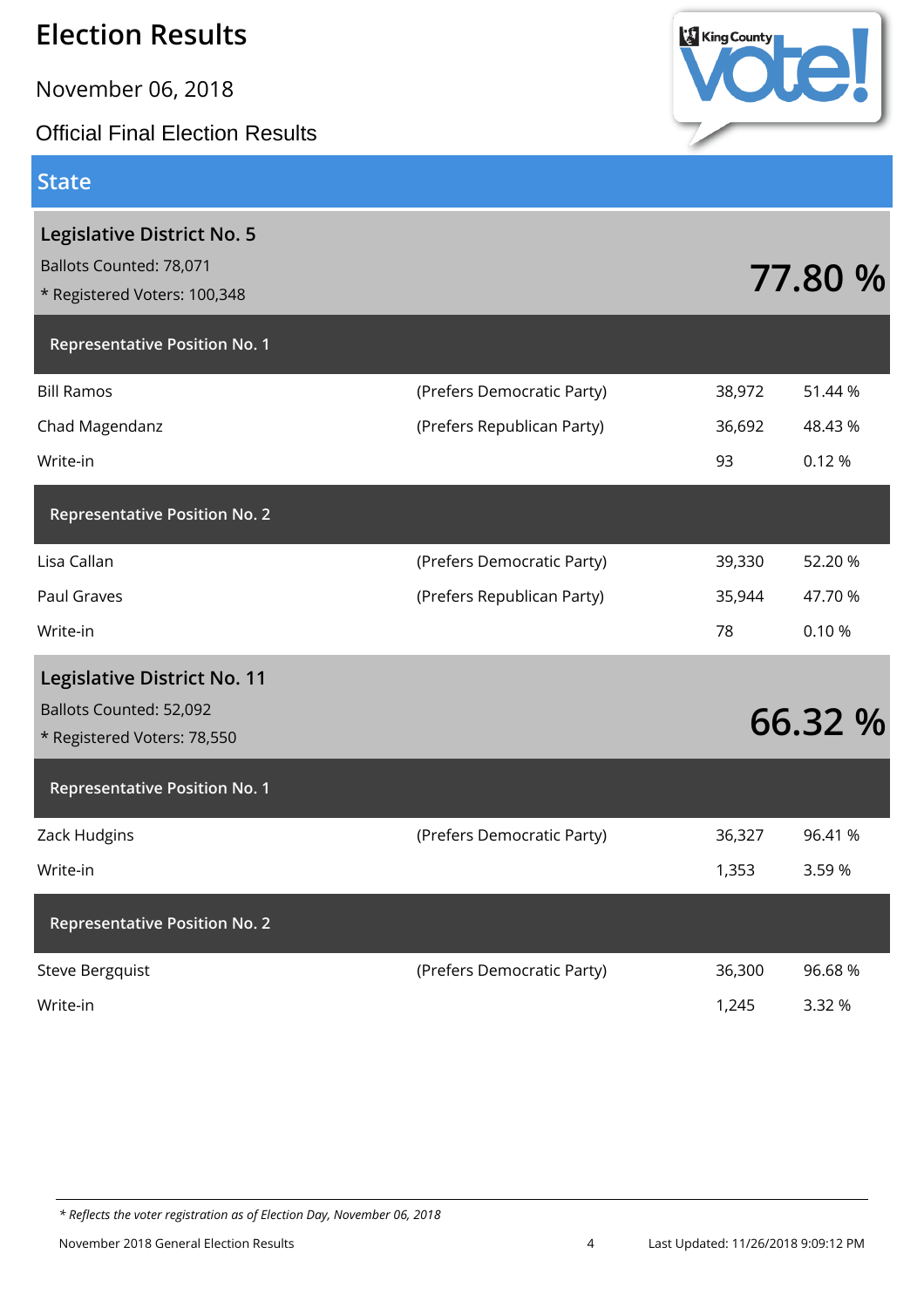# Election Results

November 06, 2018

Official Final Election Results

## State

### Legislative District No. 5

Ballots Counted: 78,071

* Registered Voters: 100,348

**77.80 %**

#### Representative Position No. 1

| Candidate | Party | Votes | Percent |
|---|---|---|---|
| Bill Ramos | (Prefers Democratic Party) | 38,972 | 51.44 % |
| Chad Magendanz | (Prefers Republican Party) | 36,692 | 48.43 % |
| Write-in | | 93 | 0.12 % |

#### Representative Position No. 2

| Candidate | Party | Votes | Percent |
|---|---|---|---|
| Lisa Callan | (Prefers Democratic Party) | 39,330 | 52.20 % |
| Paul Graves | (Prefers Republican Party) | 35,944 | 47.70 % |
| Write-in | | 78 | 0.10 % |

### Legislative District No. 11

Ballots Counted: 52,092

* Registered Voters: 78,550

**66.32 %**

#### Representative Position No. 1

| Candidate | Party | Votes | Percent |
|---|---|---|---|
| Zack Hudgins | (Prefers Democratic Party) | 36,327 | 96.41 % |
| Write-in | | 1,353 | 3.59 % |

#### Representative Position No. 2

| Candidate | Party | Votes | Percent |
|---|---|---|---|
| Steve Bergquist | (Prefers Democratic Party) | 36,300 | 96.68 % |
| Write-in | | 1,245 | 3.32 % |

*\* Reflects the voter registration as of Election Day, November 06, 2018*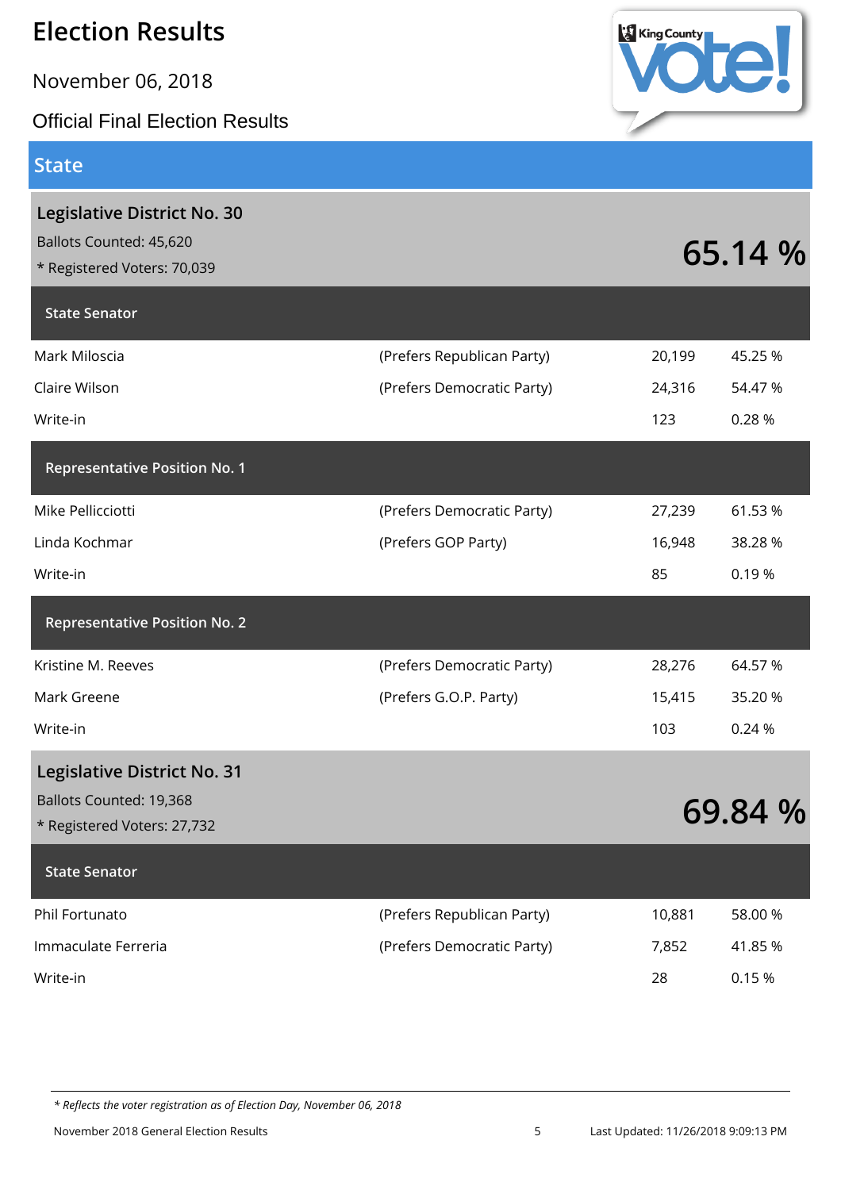# Election Results

November 06, 2018

Official Final Election Results

## State

### Legislative District No. 30

Ballots Counted: 45,620

* Registered Voters: 70,039

**65.14 %**

#### State Senator

| Candidate | Party | Votes | Percent |
|---|---|---|---|
| Mark Miloscia | (Prefers Republican Party) | 20,199 | 45.25 % |
| Claire Wilson | (Prefers Democratic Party) | 24,316 | 54.47 % |
| Write-in | | 123 | 0.28 % |

#### Representative Position No. 1

| Candidate | Party | Votes | Percent |
|---|---|---|---|
| Mike Pellicciotti | (Prefers Democratic Party) | 27,239 | 61.53 % |
| Linda Kochmar | (Prefers GOP Party) | 16,948 | 38.28 % |
| Write-in | | 85 | 0.19 % |

#### Representative Position No. 2

| Candidate | Party | Votes | Percent |
|---|---|---|---|
| Kristine M. Reeves | (Prefers Democratic Party) | 28,276 | 64.57 % |
| Mark Greene | (Prefers G.O.P. Party) | 15,415 | 35.20 % |
| Write-in | | 103 | 0.24 % |

### Legislative District No. 31

Ballots Counted: 19,368

* Registered Voters: 27,732

**69.84 %**

#### State Senator

| Candidate | Party | Votes | Percent |
|---|---|---|---|
| Phil Fortunato | (Prefers Republican Party) | 10,881 | 58.00 % |
| Immaculate Ferreria | (Prefers Democratic Party) | 7,852 | 41.85 % |
| Write-in | | 28 | 0.15 % |

*\* Reflects the voter registration as of Election Day, November 06, 2018*

November 2018 General Election Results — Last Updated: 11/26/2018 9:09:13 PM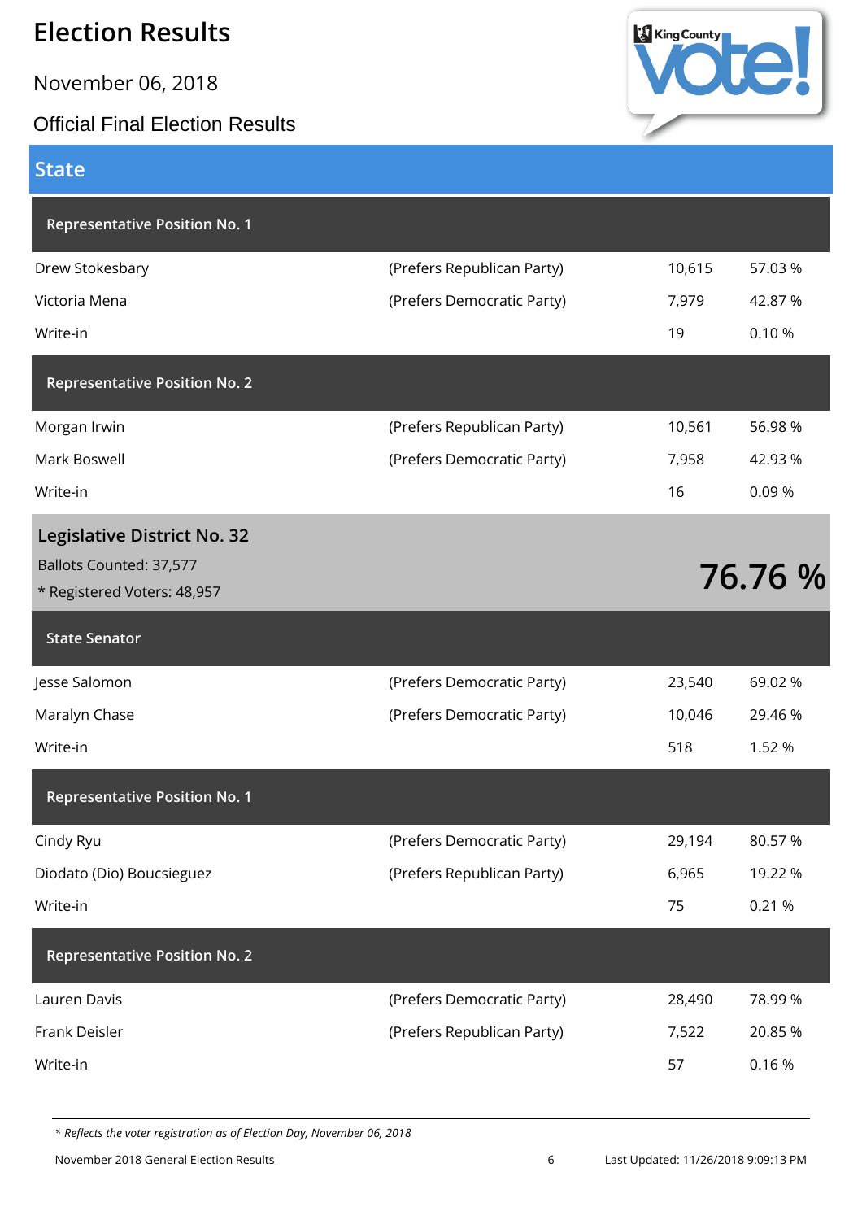# Election Results

November 06, 2018

Official Final Election Results

## State

### Representative Position No. 1

| Candidate | Party | Votes | Percent |
|---|---|---|---|
| Drew Stokesbary | (Prefers Republican Party) | 10,615 | 57.03 % |
| Victoria Mena | (Prefers Democratic Party) | 7,979 | 42.87 % |
| Write-in | | 19 | 0.10 % |

### Representative Position No. 2

| Candidate | Party | Votes | Percent |
|---|---|---|---|
| Morgan Irwin | (Prefers Republican Party) | 10,561 | 56.98 % |
| Mark Boswell | (Prefers Democratic Party) | 7,958 | 42.93 % |
| Write-in | | 16 | 0.09 % |

## Legislative District No. 32

Ballots Counted: 37,577

* Registered Voters: 48,957

**76.76 %**

### State Senator

| Candidate | Party | Votes | Percent |
|---|---|---|---|
| Jesse Salomon | (Prefers Democratic Party) | 23,540 | 69.02 % |
| Maralyn Chase | (Prefers Democratic Party) | 10,046 | 29.46 % |
| Write-in | | 518 | 1.52 % |

### Representative Position No. 1

| Candidate | Party | Votes | Percent |
|---|---|---|---|
| Cindy Ryu | (Prefers Democratic Party) | 29,194 | 80.57 % |
| Diodato (Dio) Boucsieguez | (Prefers Republican Party) | 6,965 | 19.22 % |
| Write-in | | 75 | 0.21 % |

### Representative Position No. 2

| Candidate | Party | Votes | Percent |
|---|---|---|---|
| Lauren Davis | (Prefers Democratic Party) | 28,490 | 78.99 % |
| Frank Deisler | (Prefers Republican Party) | 7,522 | 20.85 % |
| Write-in | | 57 | 0.16 % |

*\* Reflects the voter registration as of Election Day, November 06, 2018*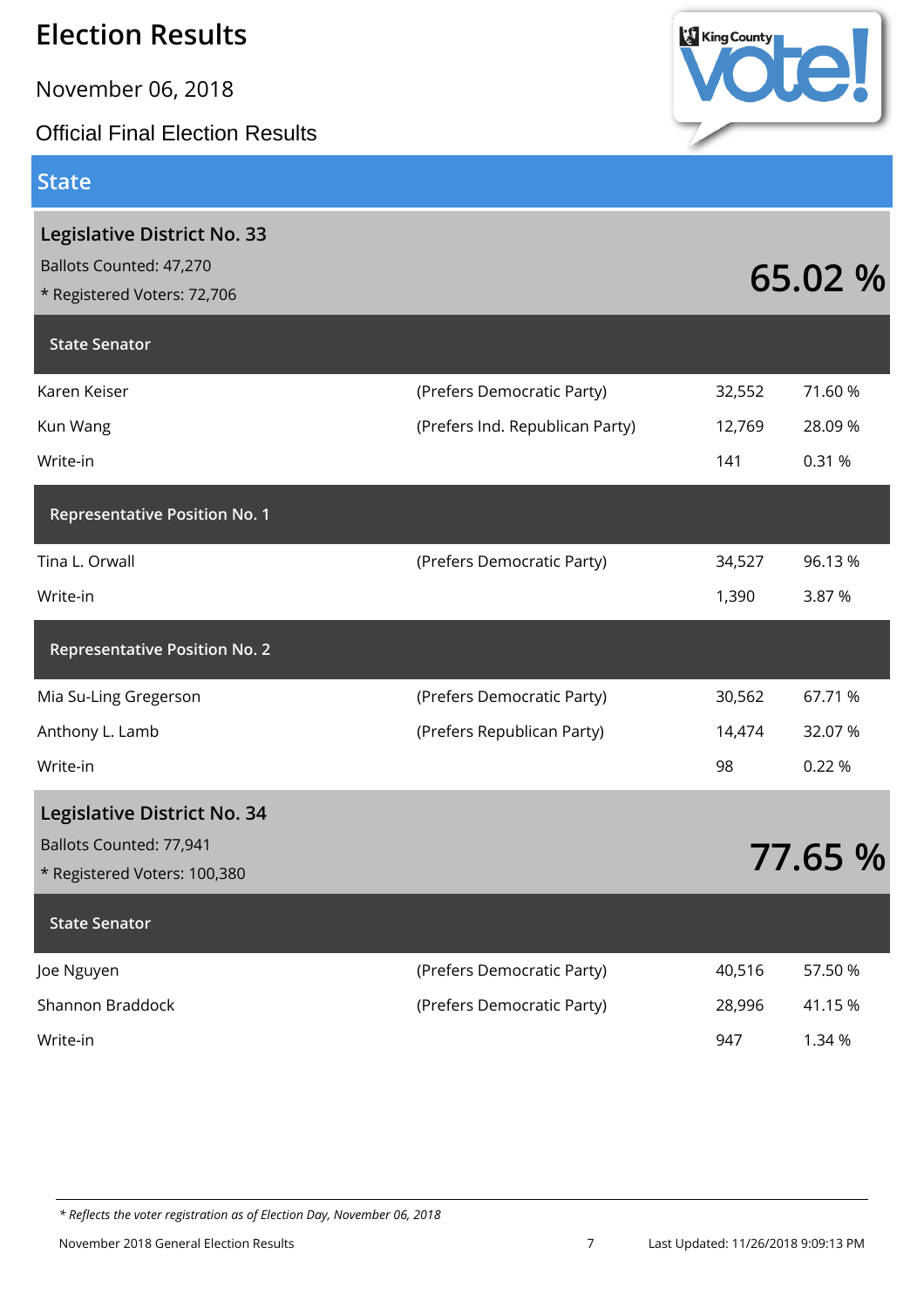# Election Results

November 06, 2018

Official Final Election Results

## State

### Legislative District No. 33

Ballots Counted: 47,270

* Registered Voters: 72,706

**65.02 %**

| State Senator | | | |
|---|---|---|---|
| Karen Keiser | (Prefers Democratic Party) | 32,552 | 71.60 % |
| Kun Wang | (Prefers Ind. Republican Party) | 12,769 | 28.09 % |
| Write-in | | 141 | 0.31 % |

| Representative Position No. 1 | | | |
|---|---|---|---|
| Tina L. Orwall | (Prefers Democratic Party) | 34,527 | 96.13 % |
| Write-in | | 1,390 | 3.87 % |

| Representative Position No. 2 | | | |
|---|---|---|---|
| Mia Su-Ling Gregerson | (Prefers Democratic Party) | 30,562 | 67.71 % |
| Anthony L. Lamb | (Prefers Republican Party) | 14,474 | 32.07 % |
| Write-in | | 98 | 0.22 % |

### Legislative District No. 34

Ballots Counted: 77,941

* Registered Voters: 100,380

**77.65 %**

| State Senator | | | |
|---|---|---|---|
| Joe Nguyen | (Prefers Democratic Party) | 40,516 | 57.50 % |
| Shannon Braddock | (Prefers Democratic Party) | 28,996 | 41.15 % |
| Write-in | | 947 | 1.34 % |

*\* Reflects the voter registration as of Election Day, November 06, 2018*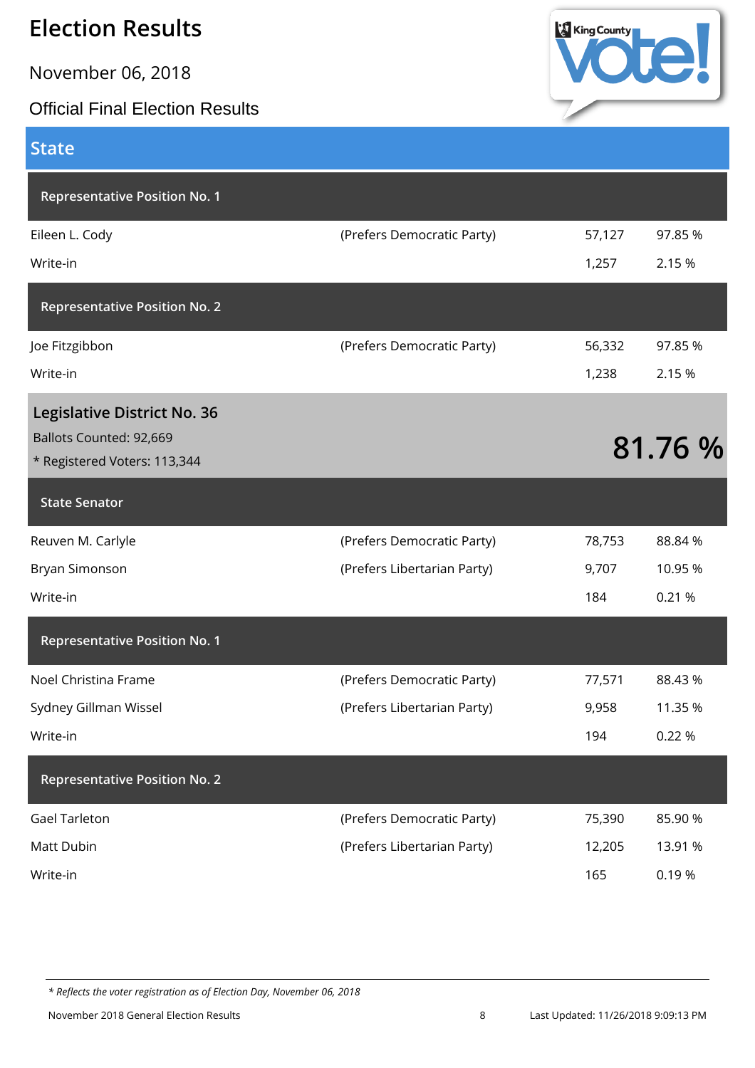# Election Results

November 06, 2018

Official Final Election Results

## State

### Representative Position No. 1

| Candidate | Party | Votes | Percent |
|---|---|---|---|
| Eileen L. Cody | (Prefers Democratic Party) | 57,127 | 97.85 % |
| Write-in | | 1,257 | 2.15 % |

### Representative Position No. 2

| Candidate | Party | Votes | Percent |
|---|---|---|---|
| Joe Fitzgibbon | (Prefers Democratic Party) | 56,332 | 97.85 % |
| Write-in | | 1,238 | 2.15 % |

## Legislative District No. 36

Ballots Counted: 92,669

* Registered Voters: 113,344

**81.76 %**

### State Senator

| Candidate | Party | Votes | Percent |
|---|---|---|---|
| Reuven M. Carlyle | (Prefers Democratic Party) | 78,753 | 88.84 % |
| Bryan Simonson | (Prefers Libertarian Party) | 9,707 | 10.95 % |
| Write-in | | 184 | 0.21 % |

### Representative Position No. 1

| Candidate | Party | Votes | Percent |
|---|---|---|---|
| Noel Christina Frame | (Prefers Democratic Party) | 77,571 | 88.43 % |
| Sydney Gillman Wissel | (Prefers Libertarian Party) | 9,958 | 11.35 % |
| Write-in | | 194 | 0.22 % |

### Representative Position No. 2

| Candidate | Party | Votes | Percent |
|---|---|---|---|
| Gael Tarleton | (Prefers Democratic Party) | 75,390 | 85.90 % |
| Matt Dubin | (Prefers Libertarian Party) | 12,205 | 13.91 % |
| Write-in | | 165 | 0.19 % |

*\* Reflects the voter registration as of Election Day, November 06, 2018*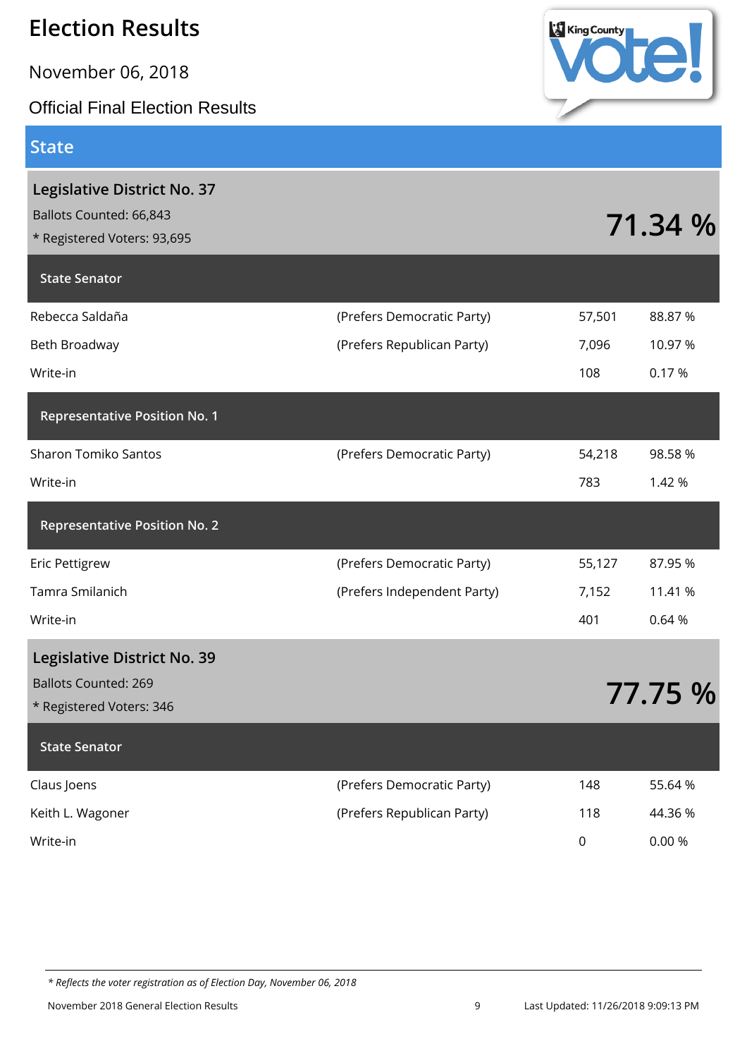# Election Results

November 06, 2018

Official Final Election Results

## State

### Legislative District No. 37

Ballots Counted: 66,843

* Registered Voters: 93,695

**71.34 %**

#### State Senator

| Candidate | Party | Votes | Percent |
|---|---|---|---|
| Rebecca Saldaña | (Prefers Democratic Party) | 57,501 | 88.87 % |
| Beth Broadway | (Prefers Republican Party) | 7,096 | 10.97 % |
| Write-in | | 108 | 0.17 % |

#### Representative Position No. 1

| Candidate | Party | Votes | Percent |
|---|---|---|---|
| Sharon Tomiko Santos | (Prefers Democratic Party) | 54,218 | 98.58 % |
| Write-in | | 783 | 1.42 % |

#### Representative Position No. 2

| Candidate | Party | Votes | Percent |
|---|---|---|---|
| Eric Pettigrew | (Prefers Democratic Party) | 55,127 | 87.95 % |
| Tamra Smilanich | (Prefers Independent Party) | 7,152 | 11.41 % |
| Write-in | | 401 | 0.64 % |

### Legislative District No. 39

Ballots Counted: 269

* Registered Voters: 346

**77.75 %**

#### State Senator

| Candidate | Party | Votes | Percent |
|---|---|---|---|
| Claus Joens | (Prefers Democratic Party) | 148 | 55.64 % |
| Keith L. Wagoner | (Prefers Republican Party) | 118 | 44.36 % |
| Write-in | | 0 | 0.00 % |

*\* Reflects the voter registration as of Election Day, November 06, 2018*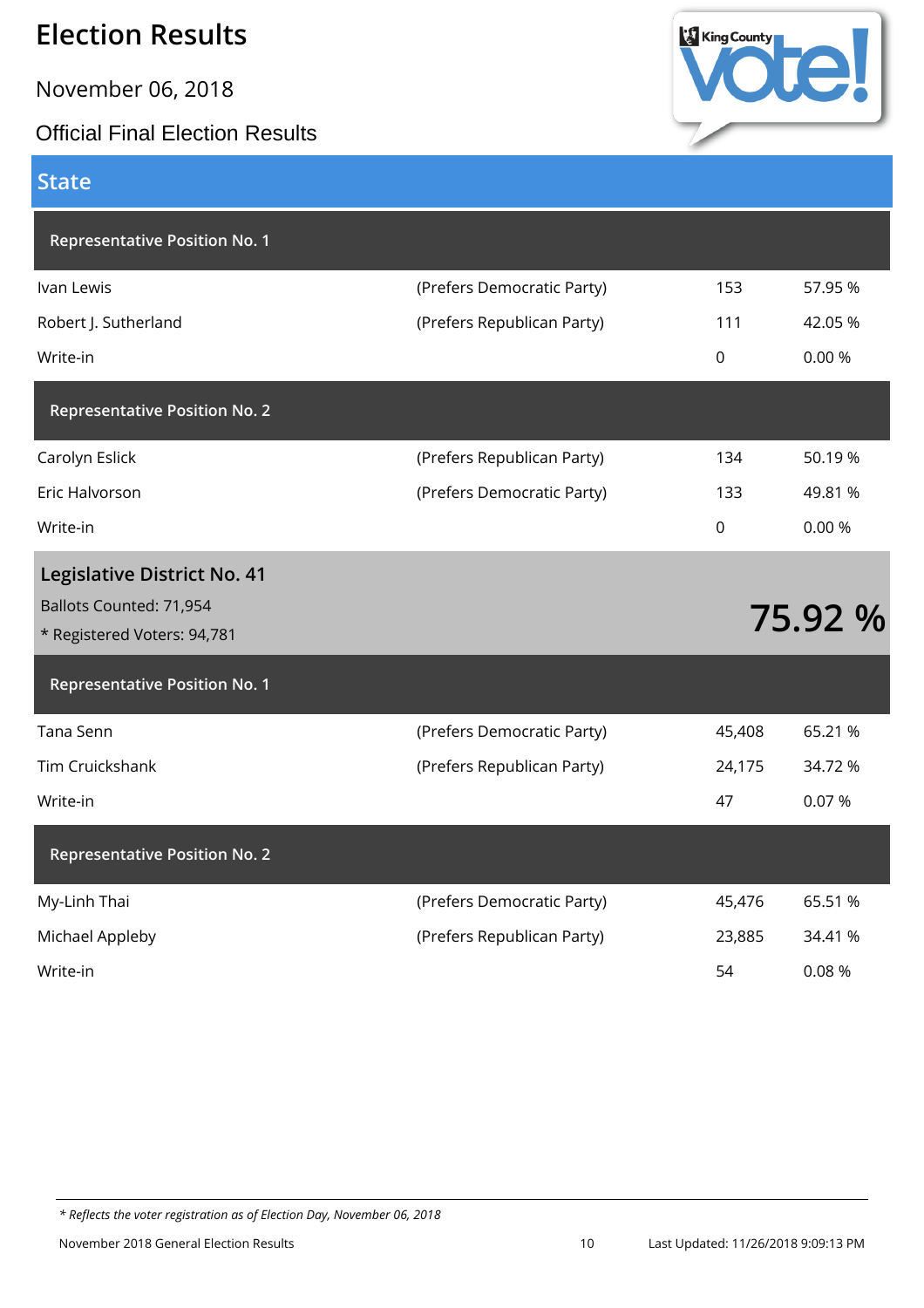# Election Results

November 06, 2018

Official Final Election Results

## State

### Representative Position No. 1

| Candidate | Party | Votes | Percent |
|---|---|---|---|
| Ivan Lewis | (Prefers Democratic Party) | 153 | 57.95 % |
| Robert J. Sutherland | (Prefers Republican Party) | 111 | 42.05 % |
| Write-in | | 0 | 0.00 % |

### Representative Position No. 2

| Candidate | Party | Votes | Percent |
|---|---|---|---|
| Carolyn Eslick | (Prefers Republican Party) | 134 | 50.19 % |
| Eric Halvorson | (Prefers Democratic Party) | 133 | 49.81 % |
| Write-in | | 0 | 0.00 % |

## Legislative District No. 41

Ballots Counted: 71,954

* Registered Voters: 94,781

**75.92 %**

### Representative Position No. 1

| Candidate | Party | Votes | Percent |
|---|---|---|---|
| Tana Senn | (Prefers Democratic Party) | 45,408 | 65.21 % |
| Tim Cruickshank | (Prefers Republican Party) | 24,175 | 34.72 % |
| Write-in | | 47 | 0.07 % |

### Representative Position No. 2

| Candidate | Party | Votes | Percent |
|---|---|---|---|
| My-Linh Thai | (Prefers Democratic Party) | 45,476 | 65.51 % |
| Michael Appleby | (Prefers Republican Party) | 23,885 | 34.41 % |
| Write-in | | 54 | 0.08 % |

*\* Reflects the voter registration as of Election Day, November 06, 2018*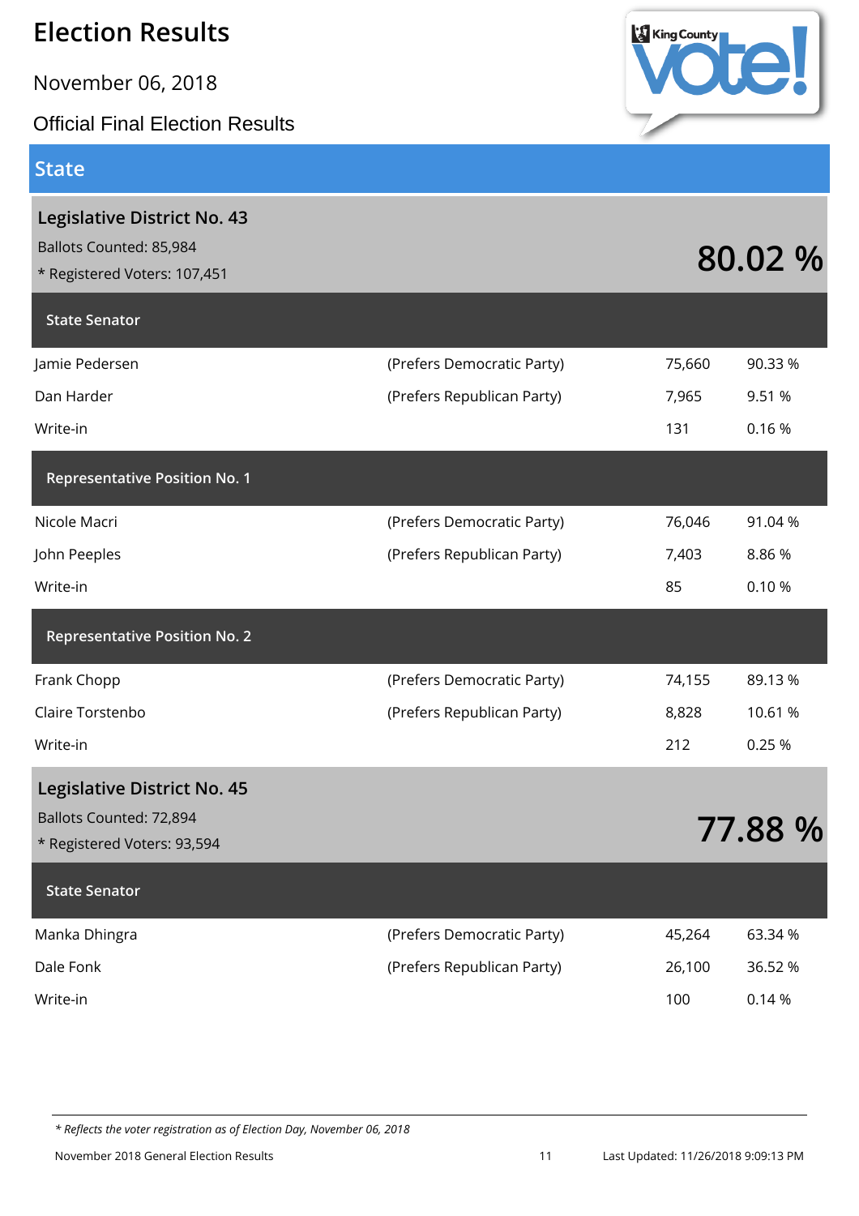# Election Results

November 06, 2018

Official Final Election Results

## State

### Legislative District No. 43

Ballots Counted: 85,984

* Registered Voters: 107,451

**80.02 %**

#### State Senator

| Candidate | Party | Votes | Percent |
|---|---|---|---|
| Jamie Pedersen | (Prefers Democratic Party) | 75,660 | 90.33 % |
| Dan Harder | (Prefers Republican Party) | 7,965 | 9.51 % |
| Write-in | | 131 | 0.16 % |

#### Representative Position No. 1

| Candidate | Party | Votes | Percent |
|---|---|---|---|
| Nicole Macri | (Prefers Democratic Party) | 76,046 | 91.04 % |
| John Peeples | (Prefers Republican Party) | 7,403 | 8.86 % |
| Write-in | | 85 | 0.10 % |

#### Representative Position No. 2

| Candidate | Party | Votes | Percent |
|---|---|---|---|
| Frank Chopp | (Prefers Democratic Party) | 74,155 | 89.13 % |
| Claire Torstenbo | (Prefers Republican Party) | 8,828 | 10.61 % |
| Write-in | | 212 | 0.25 % |

### Legislative District No. 45

Ballots Counted: 72,894

* Registered Voters: 93,594

**77.88 %**

#### State Senator

| Candidate | Party | Votes | Percent |
|---|---|---|---|
| Manka Dhingra | (Prefers Democratic Party) | 45,264 | 63.34 % |
| Dale Fonk | (Prefers Republican Party) | 26,100 | 36.52 % |
| Write-in | | 100 | 0.14 % |

*\* Reflects the voter registration as of Election Day, November 06, 2018*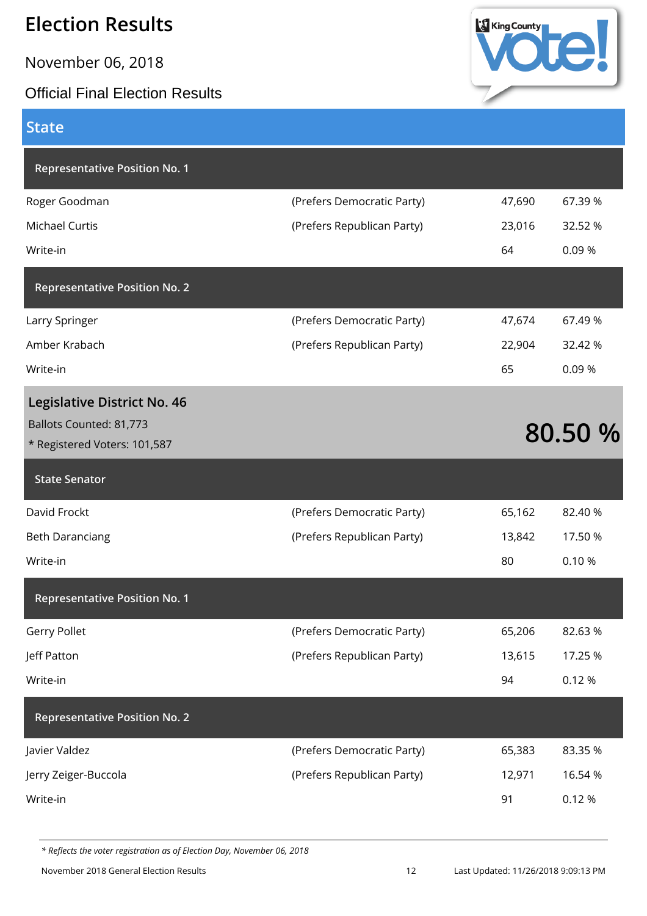# Election Results

November 06, 2018

Official Final Election Results

## State

### Representative Position No. 1

| Candidate | Party | Votes | Percent |
|---|---|---|---|
| Roger Goodman | (Prefers Democratic Party) | 47,690 | 67.39 % |
| Michael Curtis | (Prefers Republican Party) | 23,016 | 32.52 % |
| Write-in | | 64 | 0.09 % |

### Representative Position No. 2

| Candidate | Party | Votes | Percent |
|---|---|---|---|
| Larry Springer | (Prefers Democratic Party) | 47,674 | 67.49 % |
| Amber Krabach | (Prefers Republican Party) | 22,904 | 32.42 % |
| Write-in | | 65 | 0.09 % |

## Legislative District No. 46

Ballots Counted: 81,773

* Registered Voters: 101,587

**80.50 %**

### State Senator

| Candidate | Party | Votes | Percent |
|---|---|---|---|
| David Frockt | (Prefers Democratic Party) | 65,162 | 82.40 % |
| Beth Daranciang | (Prefers Republican Party) | 13,842 | 17.50 % |
| Write-in | | 80 | 0.10 % |

### Representative Position No. 1

| Candidate | Party | Votes | Percent |
|---|---|---|---|
| Gerry Pollet | (Prefers Democratic Party) | 65,206 | 82.63 % |
| Jeff Patton | (Prefers Republican Party) | 13,615 | 17.25 % |
| Write-in | | 94 | 0.12 % |

### Representative Position No. 2

| Candidate | Party | Votes | Percent |
|---|---|---|---|
| Javier Valdez | (Prefers Democratic Party) | 65,383 | 83.35 % |
| Jerry Zeiger-Buccola | (Prefers Republican Party) | 12,971 | 16.54 % |
| Write-in | | 91 | 0.12 % |

*\* Reflects the voter registration as of Election Day, November 06, 2018*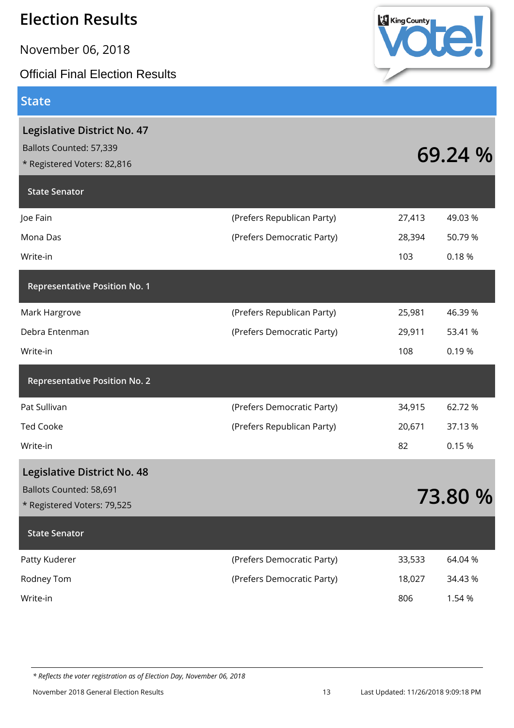# Election Results

November 06, 2018

Official Final Election Results

## State

### Legislative District No. 47

Ballots Counted: 57,339

* Registered Voters: 82,816

**69.24 %**

| State Senator | | | |
|---|---|---|---|
| Joe Fain | (Prefers Republican Party) | 27,413 | 49.03 % |
| Mona Das | (Prefers Democratic Party) | 28,394 | 50.79 % |
| Write-in | | 103 | 0.18 % |

| Representative Position No. 1 | | | |
|---|---|---|---|
| Mark Hargrove | (Prefers Republican Party) | 25,981 | 46.39 % |
| Debra Entenman | (Prefers Democratic Party) | 29,911 | 53.41 % |
| Write-in | | 108 | 0.19 % |

| Representative Position No. 2 | | | |
|---|---|---|---|
| Pat Sullivan | (Prefers Democratic Party) | 34,915 | 62.72 % |
| Ted Cooke | (Prefers Republican Party) | 20,671 | 37.13 % |
| Write-in | | 82 | 0.15 % |

### Legislative District No. 48

Ballots Counted: 58,691

* Registered Voters: 79,525

**73.80 %**

| State Senator | | | |
|---|---|---|---|
| Patty Kuderer | (Prefers Democratic Party) | 33,533 | 64.04 % |
| Rodney Tom | (Prefers Democratic Party) | 18,027 | 34.43 % |
| Write-in | | 806 | 1.54 % |

*\* Reflects the voter registration as of Election Day, November 06, 2018*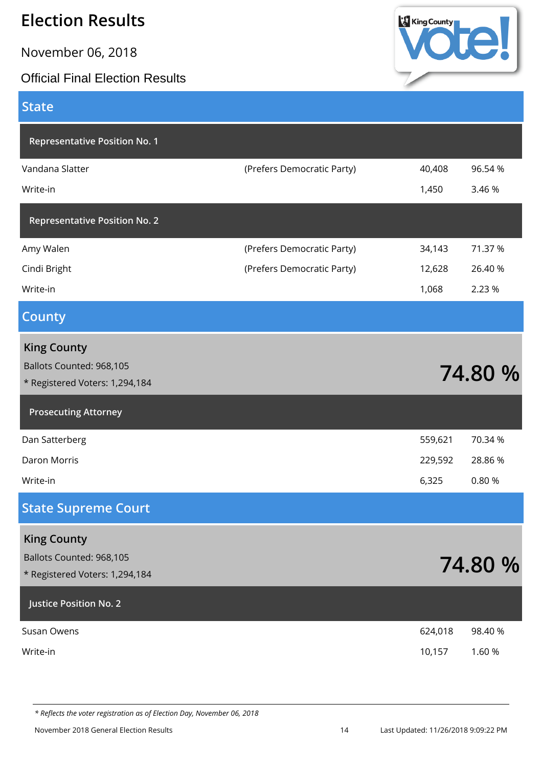# Election Results

November 06, 2018

Official Final Election Results

## State

### Representative Position No. 1

| Candidate | Party | Votes | Percent |
|---|---|---|---|
| Vandana Slatter | (Prefers Democratic Party) | 40,408 | 96.54 % |
| Write-in | | 1,450 | 3.46 % |

### Representative Position No. 2

| Candidate | Party | Votes | Percent |
|---|---|---|---|
| Amy Walen | (Prefers Democratic Party) | 34,143 | 71.37 % |
| Cindi Bright | (Prefers Democratic Party) | 12,628 | 26.40 % |
| Write-in | | 1,068 | 2.23 % |

## County

**King County**

Ballots Counted: 968,105

* Registered Voters: 1,294,184

**74.80 %**

### Prosecuting Attorney

| Candidate | Votes | Percent |
|---|---|---|
| Dan Satterberg | 559,621 | 70.34 % |
| Daron Morris | 229,592 | 28.86 % |
| Write-in | 6,325 | 0.80 % |

## State Supreme Court

**King County**

Ballots Counted: 968,105

* Registered Voters: 1,294,184

**74.80 %**

### Justice Position No. 2

| Candidate | Votes | Percent |
|---|---|---|
| Susan Owens | 624,018 | 98.40 % |
| Write-in | 10,157 | 1.60 % |

*\* Reflects the voter registration as of Election Day, November 06, 2018*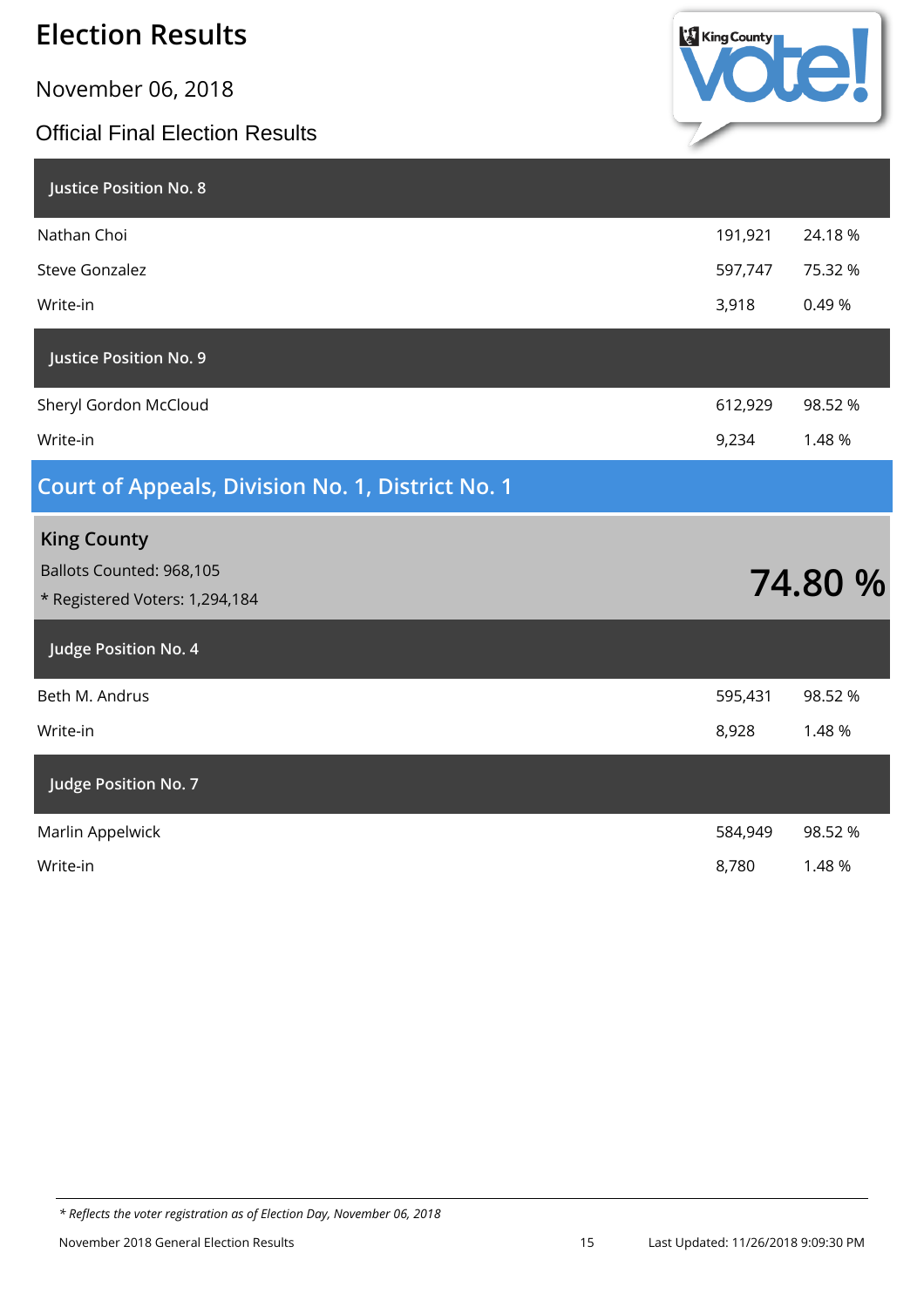# Election Results

November 06, 2018

Official Final Election Results

### Justice Position No. 8

| Candidate | Votes | Percent |
|---|---|---|
| Nathan Choi | 191,921 | 24.18 % |
| Steve Gonzalez | 597,747 | 75.32 % |
| Write-in | 3,918 | 0.49 % |

### Justice Position No. 9

| Candidate | Votes | Percent |
|---|---|---|
| Sheryl Gordon McCloud | 612,929 | 98.52 % |
| Write-in | 9,234 | 1.48 % |

## Court of Appeals, Division No. 1, District No. 1

**King County**

Ballots Counted: 968,105

\* Registered Voters: 1,294,184

**74.80 %**

### Judge Position No. 4

| Candidate | Votes | Percent |
|---|---|---|
| Beth M. Andrus | 595,431 | 98.52 % |
| Write-in | 8,928 | 1.48 % |

### Judge Position No. 7

| Candidate | Votes | Percent |
|---|---|---|
| Marlin Appelwick | 584,949 | 98.52 % |
| Write-in | 8,780 | 1.48 % |

*\* Reflects the voter registration as of Election Day, November 06, 2018*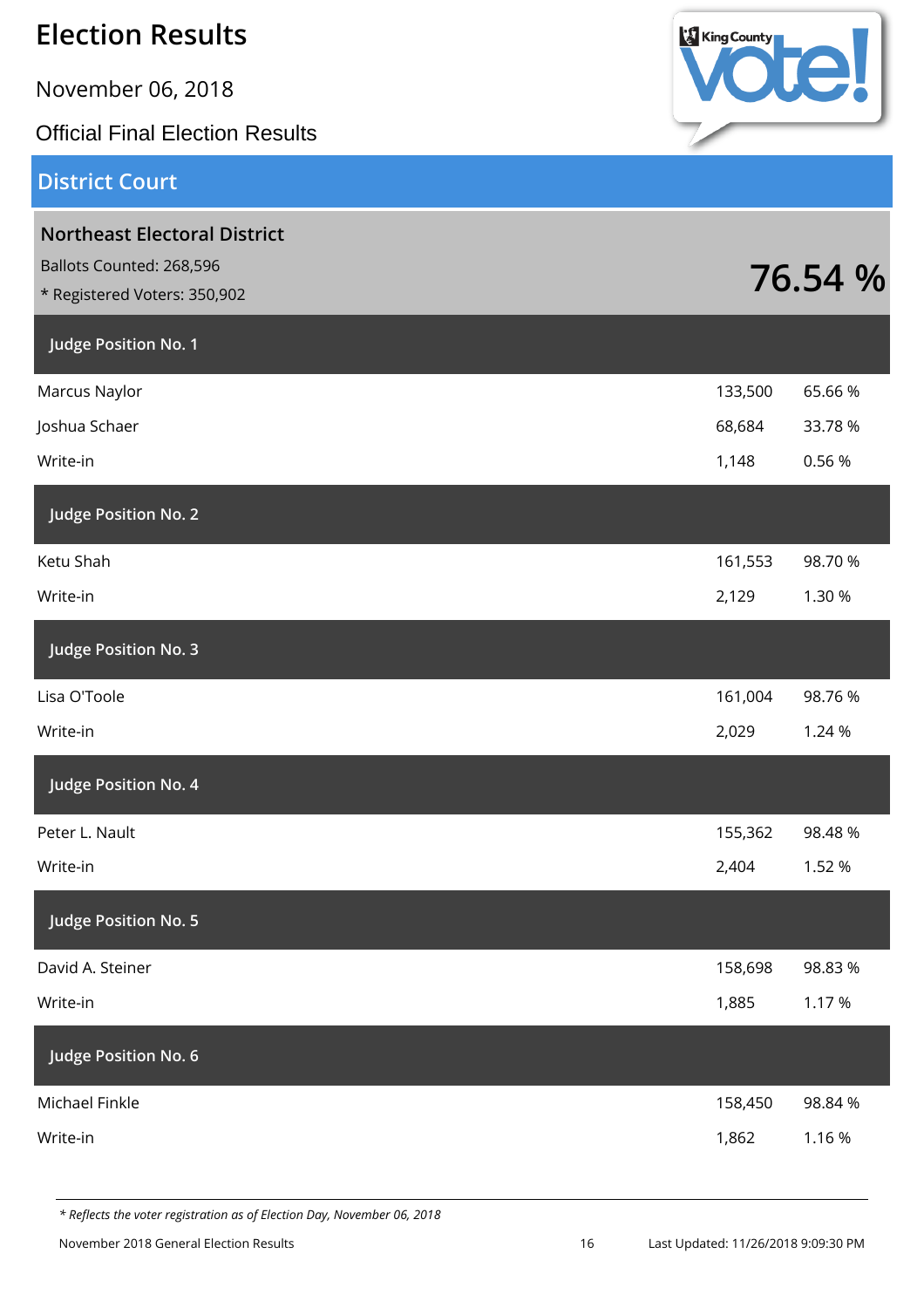# Election Results

November 06, 2018

Official Final Election Results

## District Court

### Northeast Electoral District

Ballots Counted: 268,596

* Registered Voters: 350,902

**76.54 %**

| Judge Position No. 1 | | |
|---|---|---|
| Marcus Naylor | 133,500 | 65.66 % |
| Joshua Schaer | 68,684 | 33.78 % |
| Write-in | 1,148 | 0.56 % |

| Judge Position No. 2 | | |
|---|---|---|
| Ketu Shah | 161,553 | 98.70 % |
| Write-in | 2,129 | 1.30 % |

| Judge Position No. 3 | | |
|---|---|---|
| Lisa O'Toole | 161,004 | 98.76 % |
| Write-in | 2,029 | 1.24 % |

| Judge Position No. 4 | | |
|---|---|---|
| Peter L. Nault | 155,362 | 98.48 % |
| Write-in | 2,404 | 1.52 % |

| Judge Position No. 5 | | |
|---|---|---|
| David A. Steiner | 158,698 | 98.83 % |
| Write-in | 1,885 | 1.17 % |

| Judge Position No. 6 | | |
|---|---|---|
| Michael Finkle | 158,450 | 98.84 % |
| Write-in | 1,862 | 1.16 % |

*\* Reflects the voter registration as of Election Day, November 06, 2018*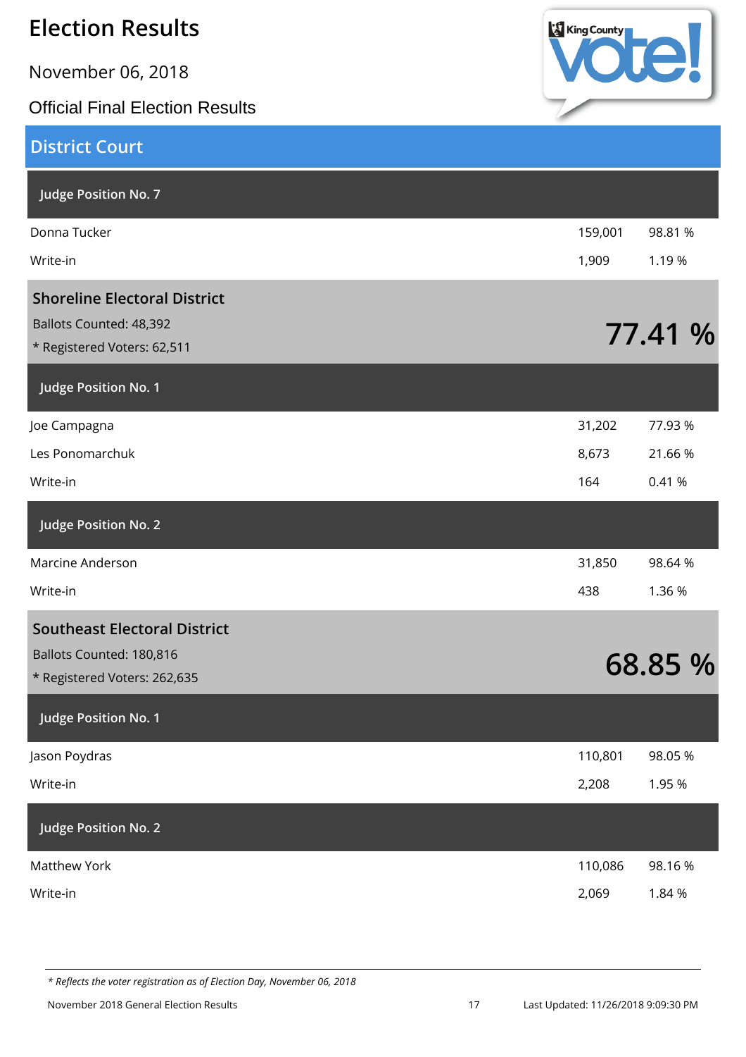# Election Results

November 06, 2018

Official Final Election Results

## District Court

### Judge Position No. 7

| Candidate | Votes | Percent |
|---|---|---|
| Donna Tucker | 159,001 | 98.81 % |
| Write-in | 1,909 | 1.19 % |

## Shoreline Electoral District

Ballots Counted: 48,392

* Registered Voters: 62,511

**77.41 %**

### Judge Position No. 1

| Candidate | Votes | Percent |
|---|---|---|
| Joe Campagna | 31,202 | 77.93 % |
| Les Ponomarchuk | 8,673 | 21.66 % |
| Write-in | 164 | 0.41 % |

### Judge Position No. 2

| Candidate | Votes | Percent |
|---|---|---|
| Marcine Anderson | 31,850 | 98.64 % |
| Write-in | 438 | 1.36 % |

## Southeast Electoral District

Ballots Counted: 180,816

* Registered Voters: 262,635

**68.85 %**

### Judge Position No. 1

| Candidate | Votes | Percent |
|---|---|---|
| Jason Poydras | 110,801 | 98.05 % |
| Write-in | 2,208 | 1.95 % |

### Judge Position No. 2

| Candidate | Votes | Percent |
|---|---|---|
| Matthew York | 110,086 | 98.16 % |
| Write-in | 2,069 | 1.84 % |

*\* Reflects the voter registration as of Election Day, November 06, 2018*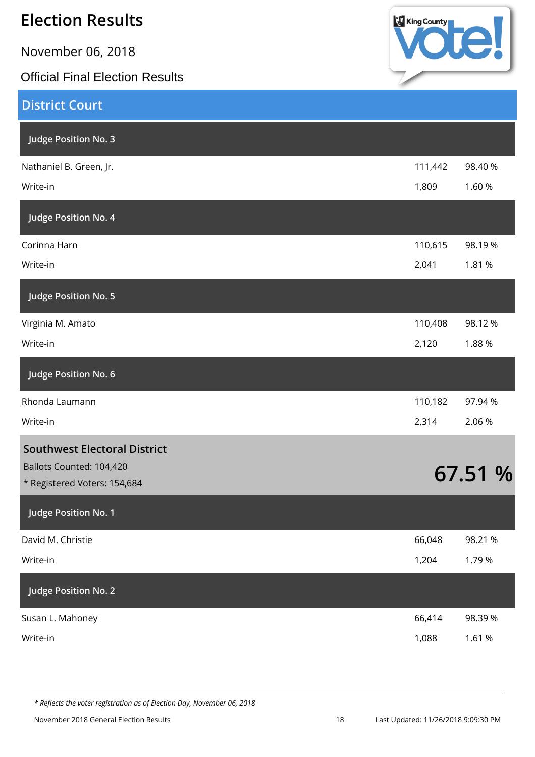# Election Results

November 06, 2018

Official Final Election Results

## District Court

### Judge Position No. 3

| | | |
|---|---|---|
| Nathaniel B. Green, Jr. | 111,442 | 98.40 % |
| Write-in | 1,809 | 1.60 % |

### Judge Position No. 4

| | | |
|---|---|---|
| Corinna Harn | 110,615 | 98.19 % |
| Write-in | 2,041 | 1.81 % |

### Judge Position No. 5

| | | |
|---|---|---|
| Virginia M. Amato | 110,408 | 98.12 % |
| Write-in | 2,120 | 1.88 % |

### Judge Position No. 6

| | | |
|---|---|---|
| Rhonda Laumann | 110,182 | 97.94 % |
| Write-in | 2,314 | 2.06 % |

## Southwest Electoral District

Ballots Counted: 104,420

\* Registered Voters: 154,684

**67.51 %**

### Judge Position No. 1

| | | |
|---|---|---|
| David M. Christie | 66,048 | 98.21 % |
| Write-in | 1,204 | 1.79 % |

### Judge Position No. 2

| | | |
|---|---|---|
| Susan L. Mahoney | 66,414 | 98.39 % |
| Write-in | 1,088 | 1.61 % |

*\* Reflects the voter registration as of Election Day, November 06, 2018*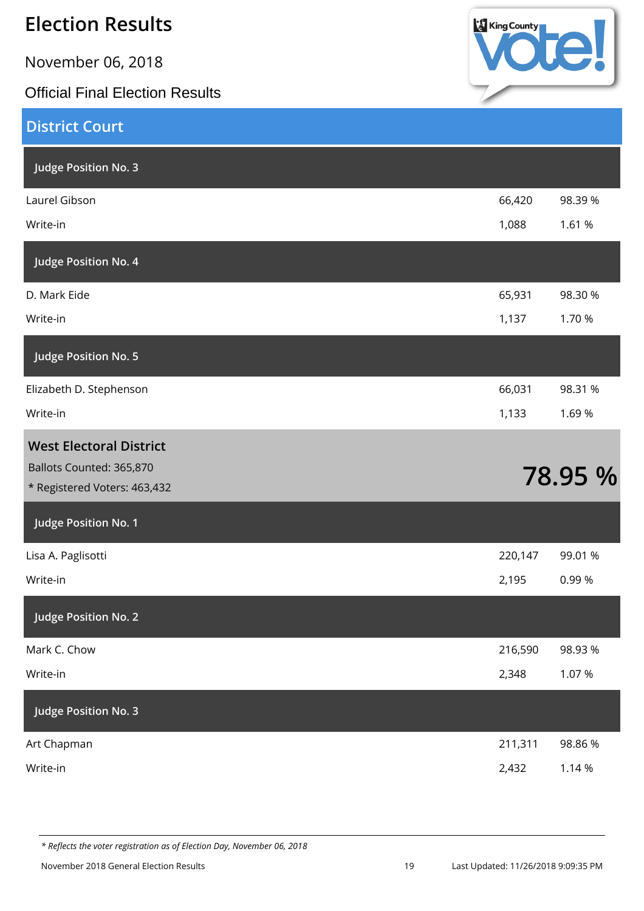# Election Results

November 06, 2018

Official Final Election Results

## District Court

### Judge Position No. 3

| Candidate | Votes | Percent |
|---|---|---|
| Laurel Gibson | 66,420 | 98.39 % |
| Write-in | 1,088 | 1.61 % |

### Judge Position No. 4

| Candidate | Votes | Percent |
|---|---|---|
| D. Mark Eide | 65,931 | 98.30 % |
| Write-in | 1,137 | 1.70 % |

### Judge Position No. 5

| Candidate | Votes | Percent |
|---|---|---|
| Elizabeth D. Stephenson | 66,031 | 98.31 % |
| Write-in | 1,133 | 1.69 % |

### West Electoral District

Ballots Counted: 365,870

\* Registered Voters: 463,432

**78.95 %**

### Judge Position No. 1

| Candidate | Votes | Percent |
|---|---|---|
| Lisa A. Paglisotti | 220,147 | 99.01 % |
| Write-in | 2,195 | 0.99 % |

### Judge Position No. 2

| Candidate | Votes | Percent |
|---|---|---|
| Mark C. Chow | 216,590 | 98.93 % |
| Write-in | 2,348 | 1.07 % |

### Judge Position No. 3

| Candidate | Votes | Percent |
|---|---|---|
| Art Chapman | 211,311 | 98.86 % |
| Write-in | 2,432 | 1.14 % |

*\* Reflects the voter registration as of Election Day, November 06, 2018*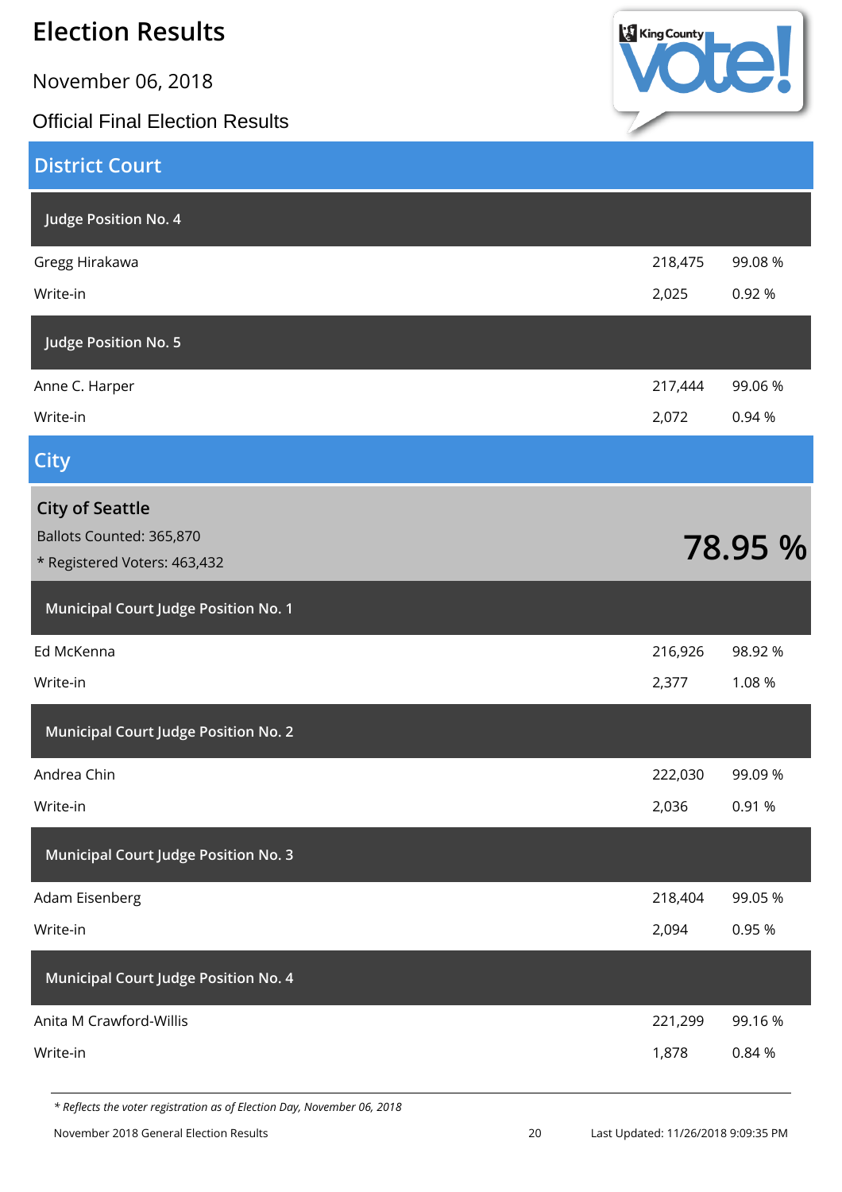# Election Results

November 06, 2018

Official Final Election Results

## District Court

### Judge Position No. 4

| Candidate | Votes | Percent |
|---|---|---|
| Gregg Hirakawa | 218,475 | 99.08 % |
| Write-in | 2,025 | 0.92 % |

### Judge Position No. 5

| Candidate | Votes | Percent |
|---|---|---|
| Anne C. Harper | 217,444 | 99.06 % |
| Write-in | 2,072 | 0.94 % |

## City

### City of Seattle

Ballots Counted: 365,870

* Registered Voters: 463,432

**78.95 %**

### Municipal Court Judge Position No. 1

| Candidate | Votes | Percent |
|---|---|---|
| Ed McKenna | 216,926 | 98.92 % |
| Write-in | 2,377 | 1.08 % |

### Municipal Court Judge Position No. 2

| Candidate | Votes | Percent |
|---|---|---|
| Andrea Chin | 222,030 | 99.09 % |
| Write-in | 2,036 | 0.91 % |

### Municipal Court Judge Position No. 3

| Candidate | Votes | Percent |
|---|---|---|
| Adam Eisenberg | 218,404 | 99.05 % |
| Write-in | 2,094 | 0.95 % |

### Municipal Court Judge Position No. 4

| Candidate | Votes | Percent |
|---|---|---|
| Anita M Crawford-Willis | 221,299 | 99.16 % |
| Write-in | 1,878 | 0.84 % |

*\* Reflects the voter registration as of Election Day, November 06, 2018*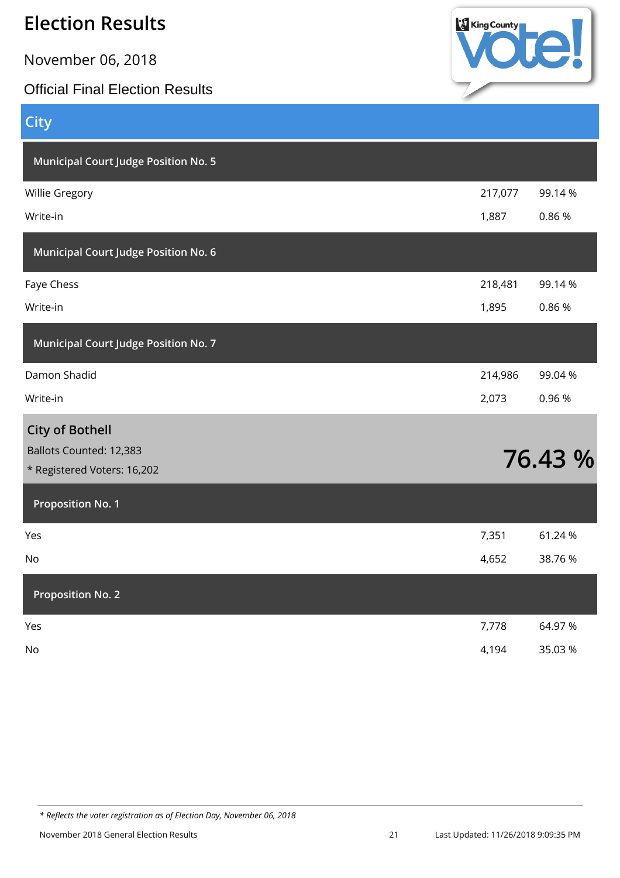# Election Results

November 06, 2018

Official Final Election Results

## City

### Municipal Court Judge Position No. 5

| Candidate | Votes | Percent |
|---|---|---|
| Willie Gregory | 217,077 | 99.14 % |
| Write-in | 1,887 | 0.86 % |

### Municipal Court Judge Position No. 6

| Candidate | Votes | Percent |
|---|---|---|
| Faye Chess | 218,481 | 99.14 % |
| Write-in | 1,895 | 0.86 % |

### Municipal Court Judge Position No. 7

| Candidate | Votes | Percent |
|---|---|---|
| Damon Shadid | 214,986 | 99.04 % |
| Write-in | 2,073 | 0.96 % |

## City of Bothell

Ballots Counted: 12,383

* Registered Voters: 16,202

**76.43 %**

### Proposition No. 1

| Choice | Votes | Percent |
|---|---|---|
| Yes | 7,351 | 61.24 % |
| No | 4,652 | 38.76 % |

### Proposition No. 2

| Choice | Votes | Percent |
|---|---|---|
| Yes | 7,778 | 64.97 % |
| No | 4,194 | 35.03 % |

*\* Reflects the voter registration as of Election Day, November 06, 2018*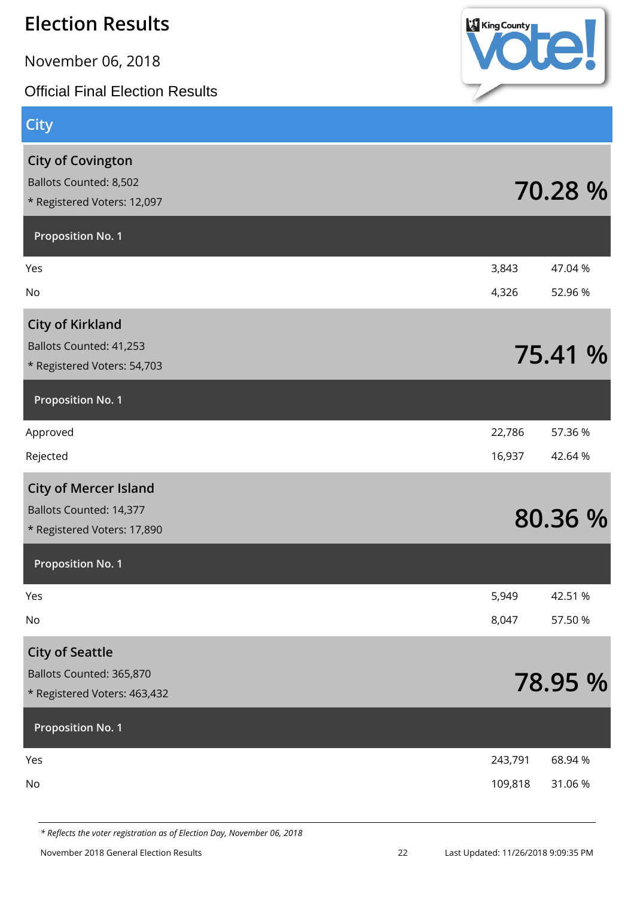# Election Results

November 06, 2018

Official Final Election Results

## City

### City of Covington

Ballots Counted: 8,502

* Registered Voters: 12,097

**70.28 %**

| Proposition No. 1 | | |
|---|---|---|
| Yes | 3,843 | 47.04 % |
| No | 4,326 | 52.96 % |

### City of Kirkland

Ballots Counted: 41,253

* Registered Voters: 54,703

**75.41 %**

| Proposition No. 1 | | |
|---|---|---|
| Approved | 22,786 | 57.36 % |
| Rejected | 16,937 | 42.64 % |

### City of Mercer Island

Ballots Counted: 14,377

* Registered Voters: 17,890

**80.36 %**

| Proposition No. 1 | | |
|---|---|---|
| Yes | 5,949 | 42.51 % |
| No | 8,047 | 57.50 % |

### City of Seattle

Ballots Counted: 365,870

* Registered Voters: 463,432

**78.95 %**

| Proposition No. 1 | | |
|---|---|---|
| Yes | 243,791 | 68.94 % |
| No | 109,818 | 31.06 % |

*\* Reflects the voter registration as of Election Day, November 06, 2018*

November 2018 General Election Results — Last Updated: 11/26/2018 9:09:35 PM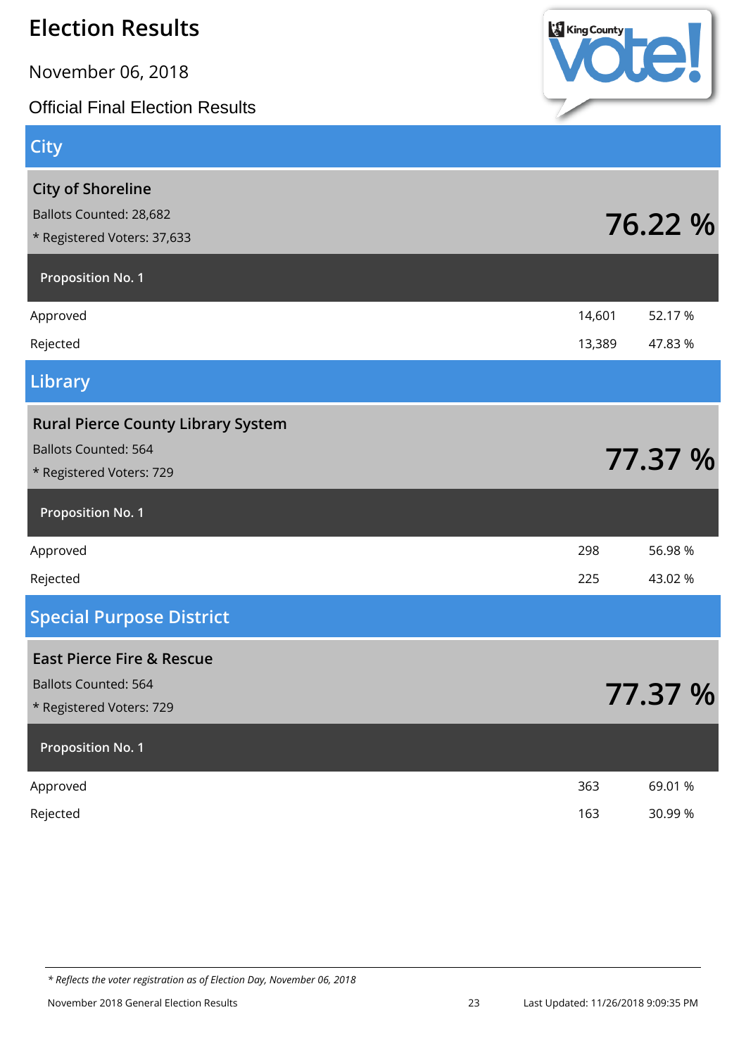# Election Results

November 06, 2018

Official Final Election Results

## City

### City of Shoreline

Ballots Counted: 28,682

* Registered Voters: 37,633

**76.22 %**

**Proposition No. 1**

| | | |
|---|---|---|
| Approved | 14,601 | 52.17 % |
| Rejected | 13,389 | 47.83 % |

## Library

### Rural Pierce County Library System

Ballots Counted: 564

* Registered Voters: 729

**77.37 %**

**Proposition No. 1**

| | | |
|---|---|---|
| Approved | 298 | 56.98 % |
| Rejected | 225 | 43.02 % |

## Special Purpose District

### East Pierce Fire & Rescue

Ballots Counted: 564

* Registered Voters: 729

**77.37 %**

**Proposition No. 1**

| | | |
|---|---|---|
| Approved | 363 | 69.01 % |
| Rejected | 163 | 30.99 % |

*\* Reflects the voter registration as of Election Day, November 06, 2018*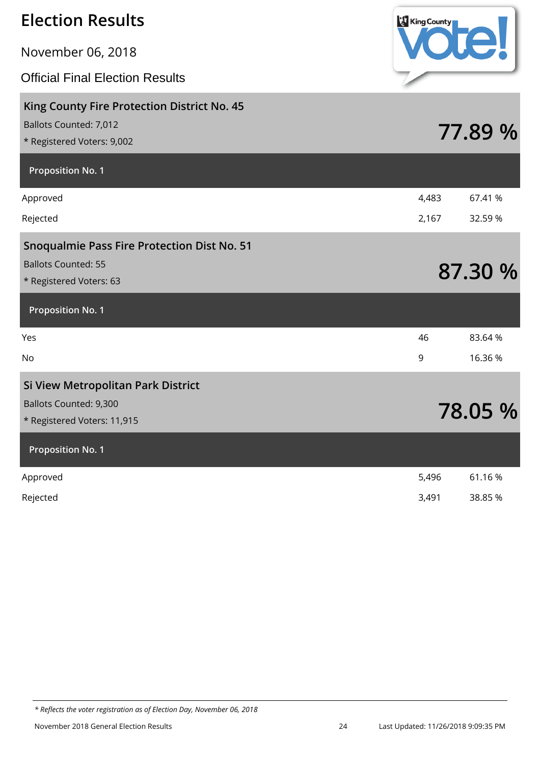# Election Results

November 06, 2018

Official Final Election Results

## King County Fire Protection District No. 45

Ballots Counted: 7,012

* Registered Voters: 9,002

**77.89 %**

### Proposition No. 1

| | | |
|---|---|---|
| Approved | 4,483 | 67.41 % |
| Rejected | 2,167 | 32.59 % |

## Snoqualmie Pass Fire Protection Dist No. 51

Ballots Counted: 55

* Registered Voters: 63

**87.30 %**

### Proposition No. 1

| | | |
|---|---|---|
| Yes | 46 | 83.64 % |
| No | 9 | 16.36 % |

## Si View Metropolitan Park District

Ballots Counted: 9,300

* Registered Voters: 11,915

**78.05 %**

### Proposition No. 1

| | | |
|---|---|---|
| Approved | 5,496 | 61.16 % |
| Rejected | 3,491 | 38.85 % |

*\* Reflects the voter registration as of Election Day, November 06, 2018*

November 2018 General Election Results

Last Updated: 11/26/2018 9:09:35 PM